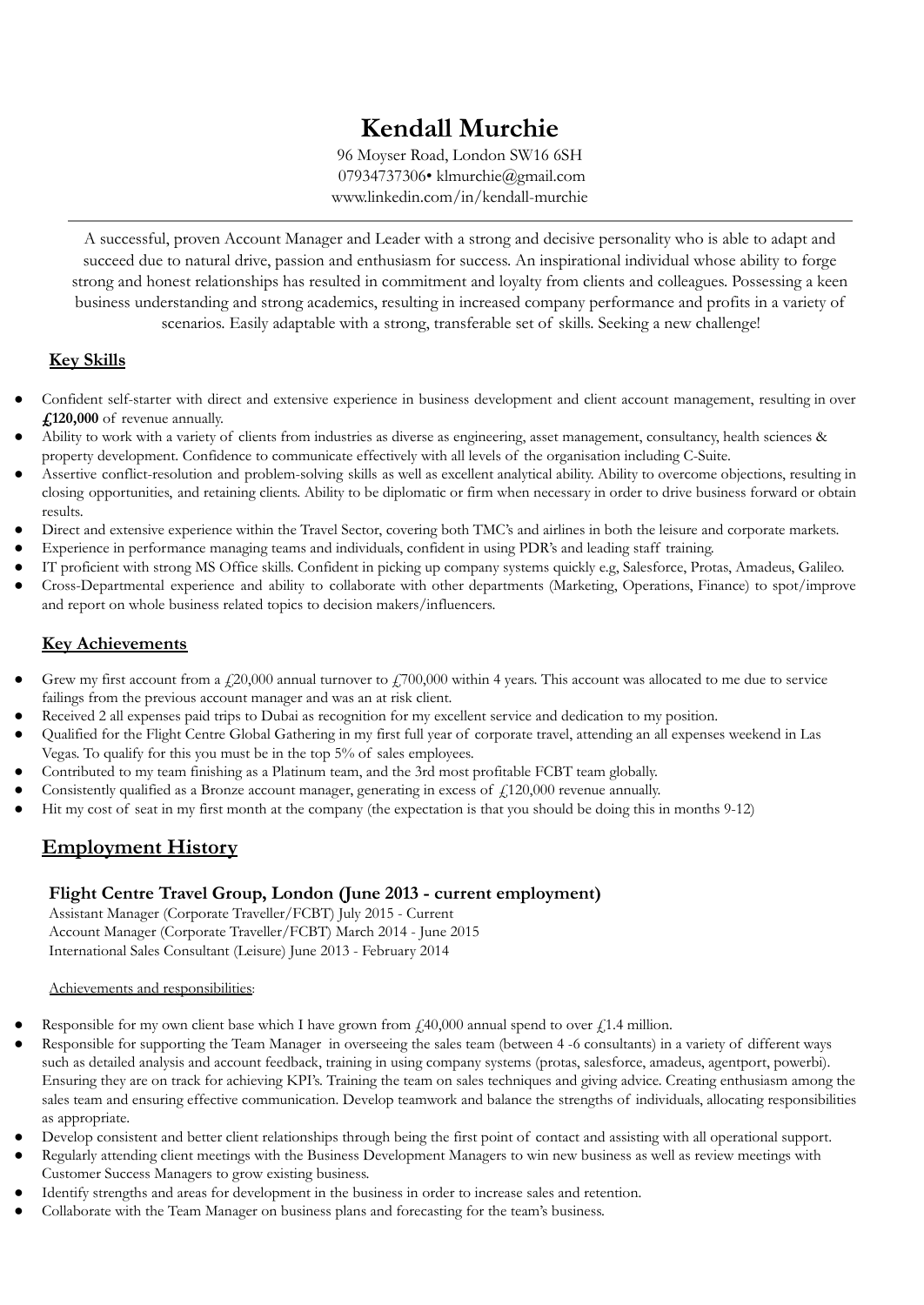# Kendall Murchie

96 Moyser Road, London SW16 6SH
07934737306• klmurchie@gmail.com
www.linkedin.com/in/kendall-murchie

---

A successful, proven Account Manager and Leader with a strong and decisive personality who is able to adapt and succeed due to natural drive, passion and enthusiasm for success. An inspirational individual whose ability to forge strong and honest relationships has resulted in commitment and loyalty from clients and colleagues. Possessing a keen business understanding and strong academics, resulting in increased company performance and profits in a variety of scenarios. Easily adaptable with a strong, transferable set of skills. Seeking a new challenge!

### Key Skills

- Confident self-starter with direct and extensive experience in business development and client account management, resulting in over **£120,000** of revenue annually.
- Ability to work with a variety of clients from industries as diverse as engineering, asset management, consultancy, health sciences & property development. Confidence to communicate effectively with all levels of the organisation including C-Suite.
- Assertive conflict-resolution and problem-solving skills as well as excellent analytical ability. Ability to overcome objections, resulting in closing opportunities, and retaining clients. Ability to be diplomatic or firm when necessary in order to drive business forward or obtain results.
- Direct and extensive experience within the Travel Sector, covering both TMC's and airlines in both the leisure and corporate markets.
- Experience in performance managing teams and individuals, confident in using PDR's and leading staff training.
- IT proficient with strong MS Office skills. Confident in picking up company systems quickly e.g, Salesforce, Protas, Amadeus, Galileo.
- Cross-Departmental experience and ability to collaborate with other departments (Marketing, Operations, Finance) to spot/improve and report on whole business related topics to decision makers/influencers.

### Key Achievements

- Grew my first account from a £20,000 annual turnover to £700,000 within 4 years. This account was allocated to me due to service failings from the previous account manager and was an at risk client.
- Received 2 all expenses paid trips to Dubai as recognition for my excellent service and dedication to my position.
- Qualified for the Flight Centre Global Gathering in my first full year of corporate travel, attending an all expenses weekend in Las Vegas. To qualify for this you must be in the top 5% of sales employees.
- Contributed to my team finishing as a Platinum team, and the 3rd most profitable FCBT team globally.
- Consistently qualified as a Bronze account manager, generating in excess of £120,000 revenue annually.
- Hit my cost of seat in my first month at the company (the expectation is that you should be doing this in months 9-12)

## Employment History

### Flight Centre Travel Group, London (June 2013 - current employment)

Assistant Manager (Corporate Traveller/FCBT) July 2015 - Current
Account Manager (Corporate Traveller/FCBT) March 2014 - June 2015
International Sales Consultant (Leisure) June 2013 - February 2014

Achievements and responsibilities:

- Responsible for my own client base which I have grown from £40,000 annual spend to over £1.4 million.
- Responsible for supporting the Team Manager in overseeing the sales team (between 4 -6 consultants) in a variety of different ways such as detailed analysis and account feedback, training in using company systems (protas, salesforce, amadeus, agentport, powerbi). Ensuring they are on track for achieving KPI's. Training the team on sales techniques and giving advice. Creating enthusiasm among the sales team and ensuring effective communication. Develop teamwork and balance the strengths of individuals, allocating responsibilities as appropriate.
- Develop consistent and better client relationships through being the first point of contact and assisting with all operational support.
- Regularly attending client meetings with the Business Development Managers to win new business as well as review meetings with Customer Success Managers to grow existing business.
- Identify strengths and areas for development in the business in order to increase sales and retention.
- Collaborate with the Team Manager on business plans and forecasting for the team's business.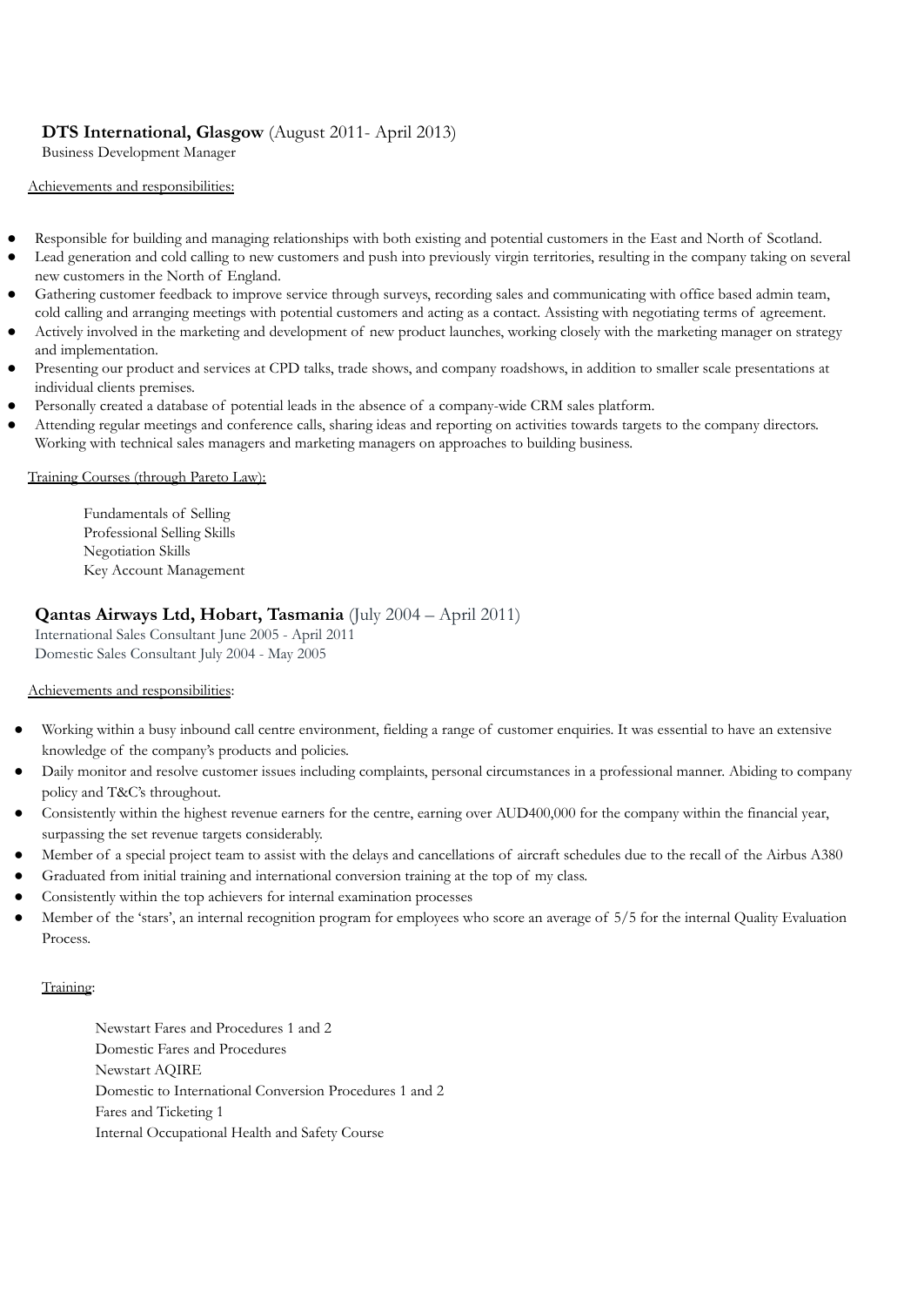**DTS International, Glasgow** (August 2011- April 2013)
Business Development Manager

Achievements and responsibilities:

- Responsible for building and managing relationships with both existing and potential customers in the East and North of Scotland.
- Lead generation and cold calling to new customers and push into previously virgin territories, resulting in the company taking on several new customers in the North of England.
- Gathering customer feedback to improve service through surveys, recording sales and communicating with office based admin team, cold calling and arranging meetings with potential customers and acting as a contact. Assisting with negotiating terms of agreement.
- Actively involved in the marketing and development of new product launches, working closely with the marketing manager on strategy and implementation.
- Presenting our product and services at CPD talks, trade shows, and company roadshows, in addition to smaller scale presentations at individual clients premises.
- Personally created a database of potential leads in the absence of a company-wide CRM sales platform.
- Attending regular meetings and conference calls, sharing ideas and reporting on activities towards targets to the company directors. Working with technical sales managers and marketing managers on approaches to building business.

Training Courses (through Pareto Law):

Fundamentals of Selling
Professional Selling Skills
Negotiation Skills
Key Account Management

**Qantas Airways Ltd, Hobart, Tasmania** (July 2004 – April 2011)
International Sales Consultant June 2005 - April 2011
Domestic Sales Consultant July 2004 - May 2005

Achievements and responsibilities:

- Working within a busy inbound call centre environment, fielding a range of customer enquiries. It was essential to have an extensive knowledge of the company's products and policies.
- Daily monitor and resolve customer issues including complaints, personal circumstances in a professional manner. Abiding to company policy and T&C's throughout.
- Consistently within the highest revenue earners for the centre, earning over AUD400,000 for the company within the financial year, surpassing the set revenue targets considerably.
- Member of a special project team to assist with the delays and cancellations of aircraft schedules due to the recall of the Airbus A380
- Graduated from initial training and international conversion training at the top of my class.
- Consistently within the top achievers for internal examination processes
- Member of the 'stars', an internal recognition program for employees who score an average of 5/5 for the internal Quality Evaluation Process.

Training:

Newstart Fares and Procedures 1 and 2
Domestic Fares and Procedures
Newstart AQIRE
Domestic to International Conversion Procedures 1 and 2
Fares and Ticketing 1
Internal Occupational Health and Safety Course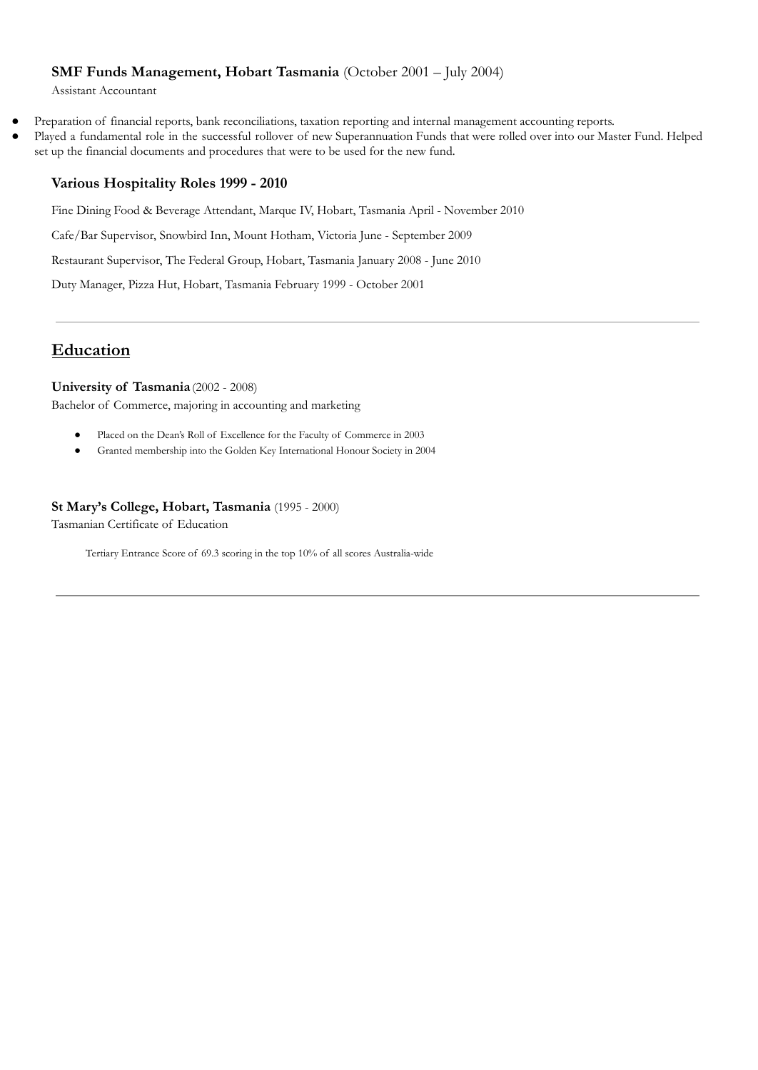### SMF Funds Management, Hobart Tasmania (October 2001 – July 2004)

Assistant Accountant

- Preparation of financial reports, bank reconciliations, taxation reporting and internal management accounting reports.
- Played a fundamental role in the successful rollover of new Superannuation Funds that were rolled over into our Master Fund. Helped set up the financial documents and procedures that were to be used for the new fund.

### Various Hospitality Roles 1999 - 2010

Fine Dining Food & Beverage Attendant, Marque IV, Hobart, Tasmania April - November 2010

Cafe/Bar Supervisor, Snowbird Inn, Mount Hotham, Victoria June - September 2009

Restaurant Supervisor, The Federal Group, Hobart, Tasmania January 2008 - June 2010

Duty Manager, Pizza Hut, Hobart, Tasmania February 1999 - October 2001

---

## Education

### University of Tasmania (2002 - 2008)

Bachelor of Commerce, majoring in accounting and marketing

- Placed on the Dean's Roll of Excellence for the Faculty of Commerce in 2003
- Granted membership into the Golden Key International Honour Society in 2004

### St Mary's College, Hobart, Tasmania (1995 - 2000)

Tasmanian Certificate of Education

Tertiary Entrance Score of 69.3 scoring in the top 10% of all scores Australia-wide

---